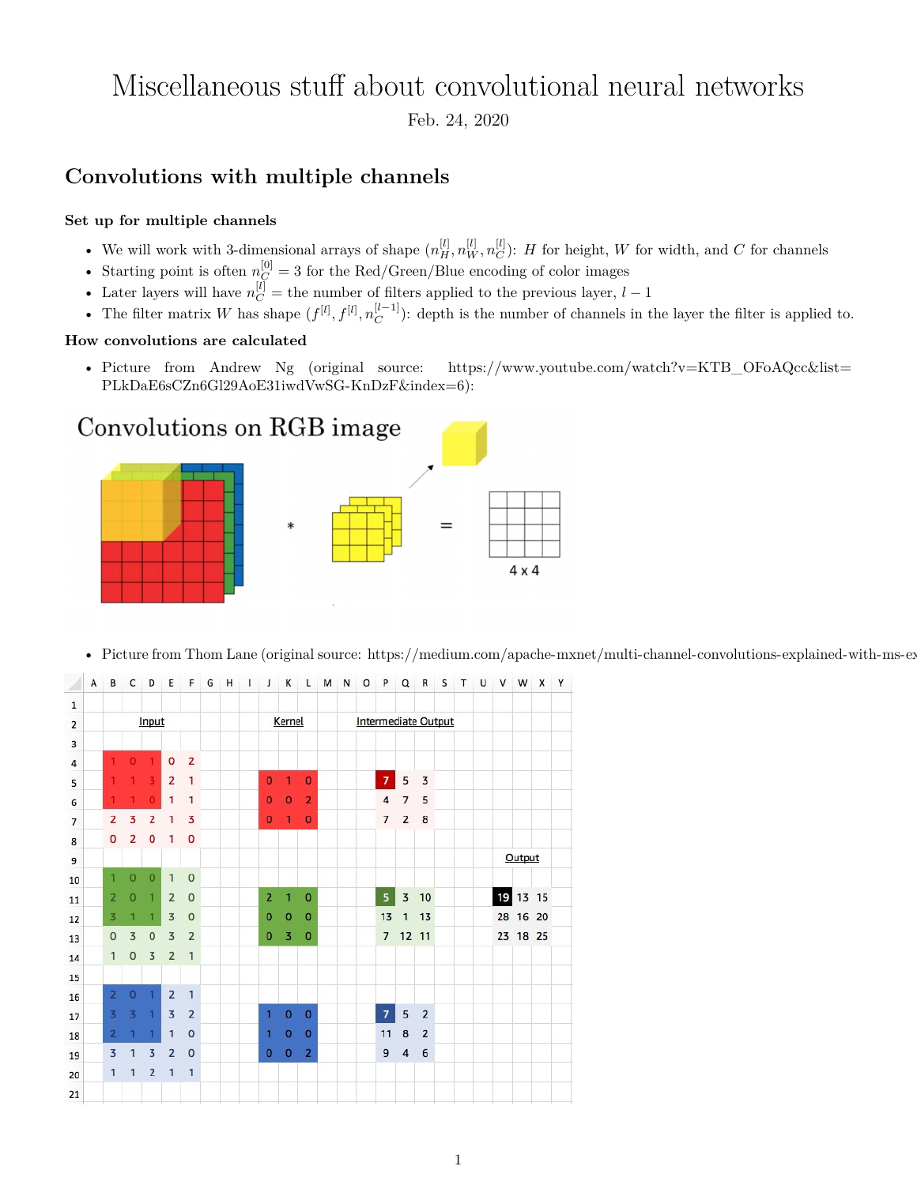// Miscellaneous stuff about convolutional neural networks

Feb. 24, 2020

## Convolutions with multiple channels

### Set up for multiple channels

- We will work with 3-dimensional arrays of shape $(n_H^{[l]}, n_W^{[l]}, n_C^{[l]})$: $H$ for height, $W$ for width, and $C$ for channels
- Starting point is often $n_C^{[0]} = 3$ for the Red/Green/Blue encoding of color images
- Later layers will have $n_C^{[l]}$ = the number of filters applied to the previous layer, $l - 1$
- The filter matrix $W$ has shape $(f^{[l]}, f^{[l]}, n_C^{[l-1]})$: depth is the number of channels in the layer the filter is applied to.

### How convolutions are calculated

- Picture from Andrew Ng (original source: https://www.youtube.com/watch?v=KTB_OFoAQcc&list=PLkDaE6sCZn6Gl29AoE31iwdVwSG-KnDzF&index=6):

- Picture from Thom Lane (original source: https://medium.com/apache-mxnet/multi-channel-convolutions-explained-with-ms-ex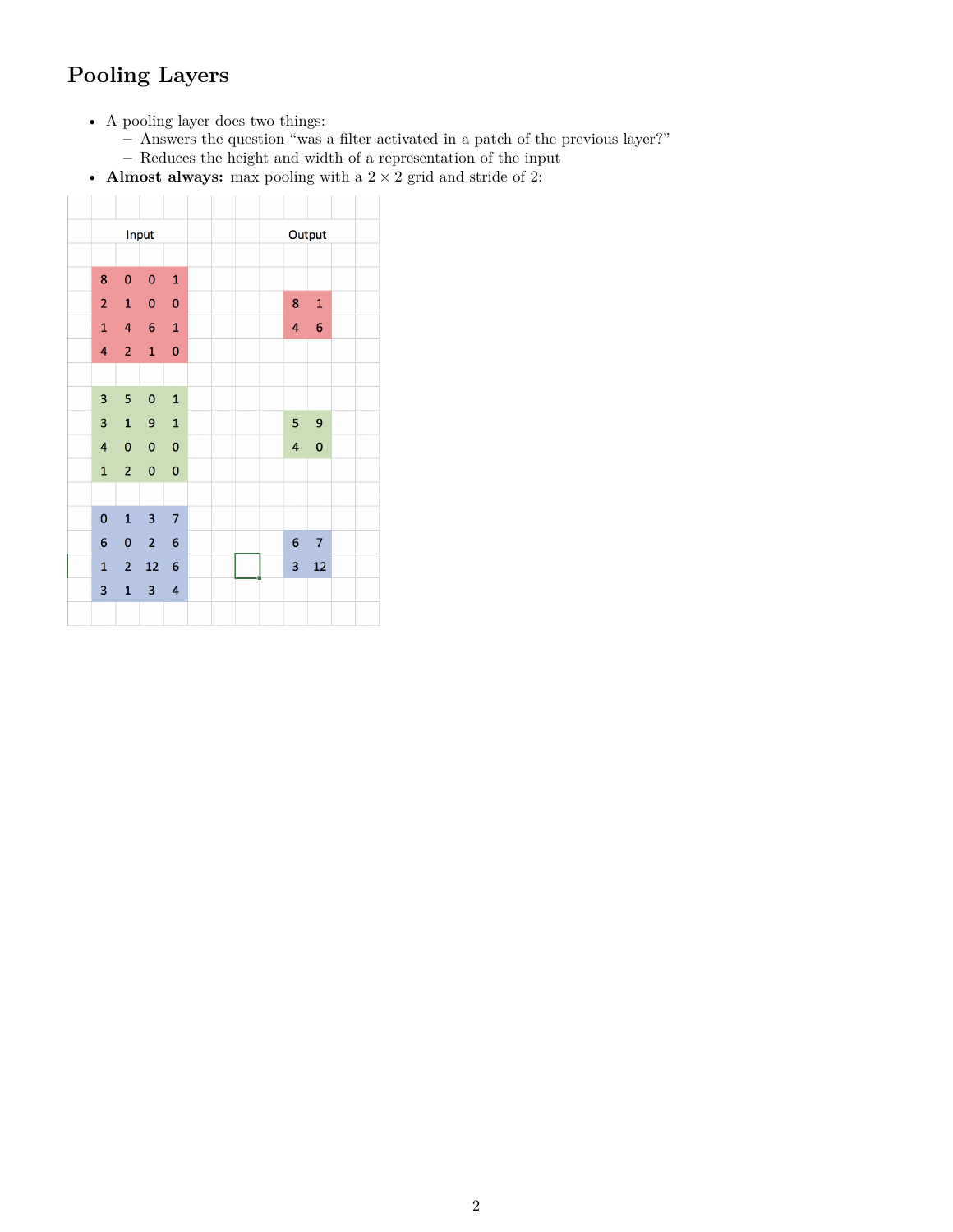## Pooling Layers

- A pooling layer does two things:
  - Answers the question "was a filter activated in a patch of the previous layer?"
  - Reduces the height and width of a representation of the input
- **Almost always:** max pooling with a $2 \times 2$ grid and stride of 2:

**Input**

| | | | |
|---|---|---|---|
| 8 | 0 | 0 | 1 |
| 2 | 1 | 0 | 0 |
| 1 | 4 | 6 | 1 |
| 4 | 2 | 1 | 0 |

**Output**

| | |
|---|---|
| 8 | 1 |
| 4 | 6 |

**Input**

| | | | |
|---|---|---|---|
| 3 | 5 | 0 | 1 |
| 3 | 1 | 9 | 1 |
| 4 | 0 | 0 | 0 |
| 1 | 2 | 0 | 0 |

**Output**

| | |
|---|---|
| 5 | 9 |
| 4 | 0 |

**Input**

| | | | |
|---|---|---|---|
| 0 | 1 | 3 | 7 |
| 6 | 0 | 2 | 6 |
| 1 | 2 | 12 | 6 |
| 3 | 1 | 3 | 4 |

**Output**

| | |
|---|---|
| 6 | 7 |
| 3 | 12 |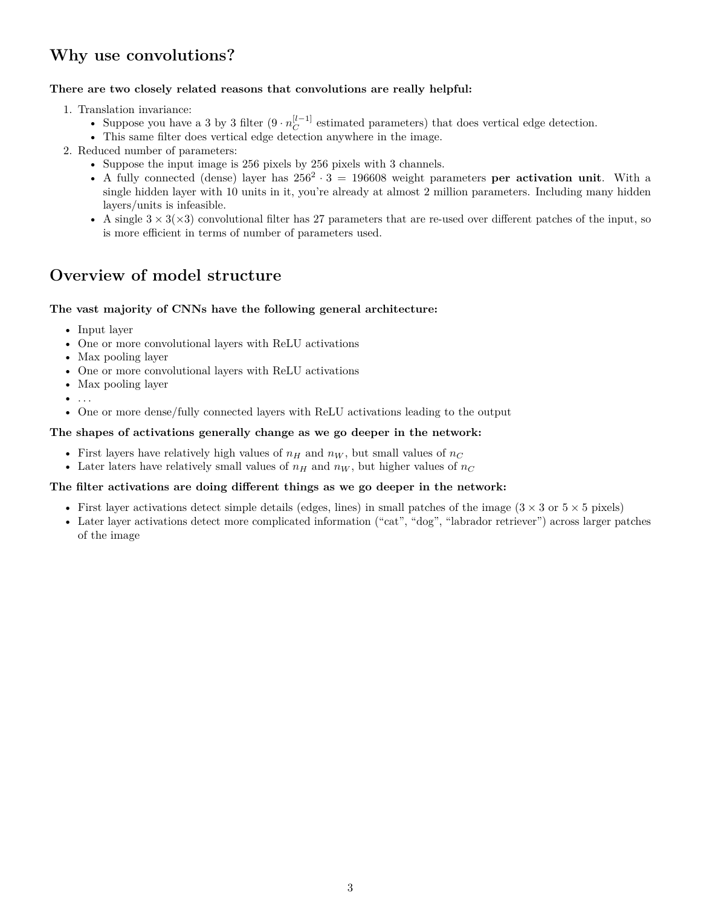## Why use convolutions?

**There are two closely related reasons that convolutions are really helpful:**

1. Translation invariance:
   - Suppose you have a 3 by 3 filter ($9 \cdot n_C^{[l-1]}$ estimated parameters) that does vertical edge detection.
   - This same filter does vertical edge detection anywhere in the image.
2. Reduced number of parameters:
   - Suppose the input image is 256 pixels by 256 pixels with 3 channels.
   - A fully connected (dense) layer has $256^2 \cdot 3 = 196608$ weight parameters **per activation unit**. With a single hidden layer with 10 units in it, you're already at almost 2 million parameters. Including many hidden layers/units is infeasible.
   - A single $3 \times 3 (\times 3)$ convolutional filter has 27 parameters that are re-used over different patches of the input, so is more efficient in terms of number of parameters used.

## Overview of model structure

**The vast majority of CNNs have the following general architecture:**

- Input layer
- One or more convolutional layers with ReLU activations
- Max pooling layer
- One or more convolutional layers with ReLU activations
- Max pooling layer
- ...
- One or more dense/fully connected layers with ReLU activations leading to the output

**The shapes of activations generally change as we go deeper in the network:**

- First layers have relatively high values of $n_H$ and $n_W$, but small values of $n_C$
- Later laters have relatively small values of $n_H$ and $n_W$, but higher values of $n_C$

**The filter activations are doing different things as we go deeper in the network:**

- First layer activations detect simple details (edges, lines) in small patches of the image ($3 \times 3$ or $5 \times 5$ pixels)
- Later layer activations detect more complicated information ("cat", "dog", "labrador retriever") across larger patches of the image